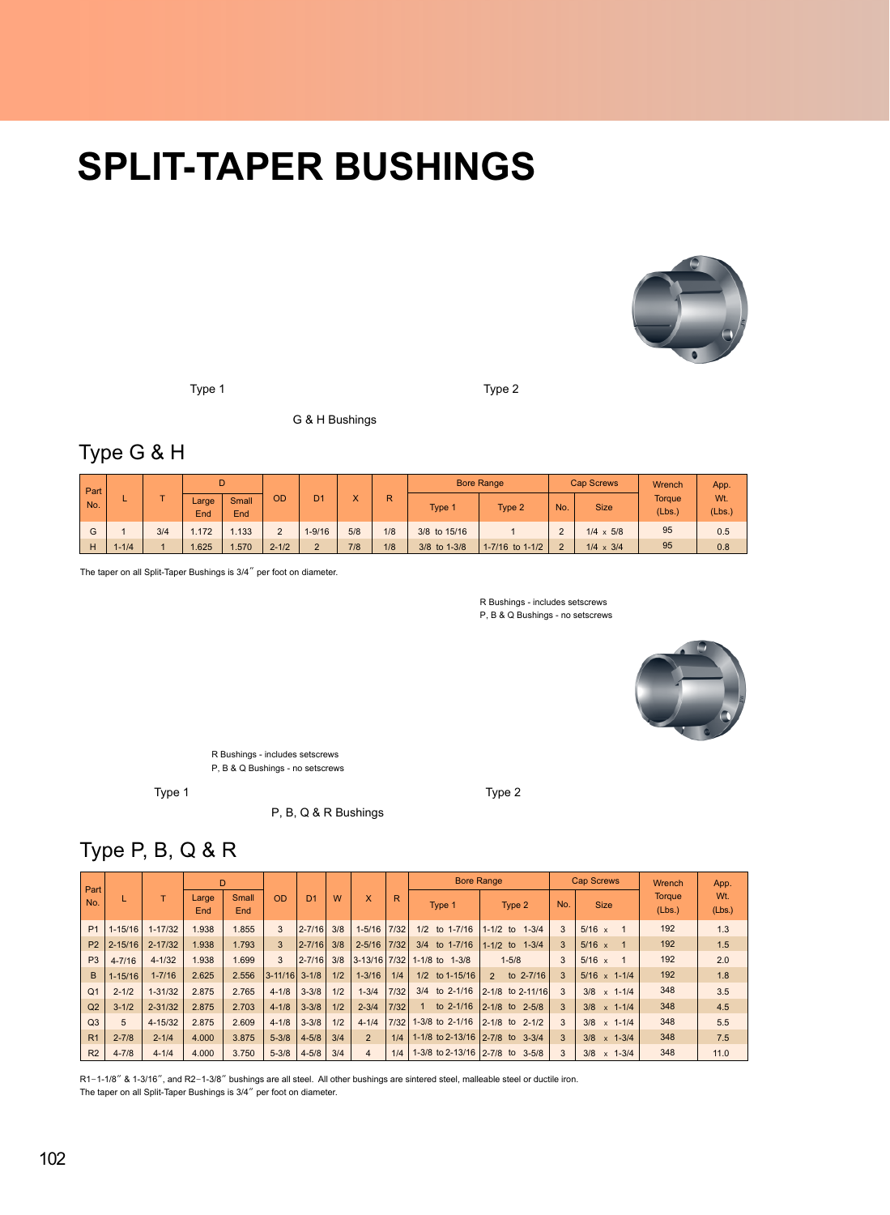# SPLIT-TAPER BUSHINGS

Type 1

Type 2

G & H Bushings

## Type G & H

| Part No. | L | T | D | | OD | D1 | X | R | Bore Range | | Cap Screws | | Wrench Torque (Lbs.) | App. Wt. (Lbs.) |
|---|---|---|---|---|---|---|---|---|---|---|---|---|---|---|
| | | | Large End | Small End | | | | | Type 1 | Type 2 | No. | Size | | |
| G | 1 | 3/4 | 1.172 | 1.133 | 2 | 1-9/16 | 5/8 | 1/8 | 3/8 to 15/16 | 1 | 2 | 1/4 x 5/8 | 95 | 0.5 |
| H | 1-1/4 | 1 | 1.625 | 1.570 | 2-1/2 | 2 | 7/8 | 1/8 | 3/8 to 1-3/8 | 1-7/16 to 1-1/2 | 2 | 1/4 x 3/4 | 95 | 0.8 |

The taper on all Split-Taper Bushings is 3/4″ per foot on diameter.

R Bushings - includes setscrews
P, B & Q Bushings - no setscrews

R Bushings - includes setscrews
P, B & Q Bushings - no setscrews

Type 1

Type 2

P, B, Q & R Bushings

## Type P, B, Q & R

| Part No. | L | T | D | | OD | D1 | W | X | R | Bore Range | | Cap Screws | | Wrench Torque (Lbs.) | App. Wt. (Lbs.) |
|---|---|---|---|---|---|---|---|---|---|---|---|---|---|---|---|
| | | | Large End | Small End | | | | | | Type 1 | Type 2 | No. | Size | | |
| P1 | 1-15/16 | 1-17/32 | 1.938 | 1.855 | 3 | 2-7/16 | 3/8 | 1-5/16 | 7/32 | 1/2 to 1-7/16 | 1-1/2 to 1-3/4 | 3 | 5/16 x 1 | 192 | 1.3 |
| P2 | 2-15/16 | 2-17/32 | 1.938 | 1.793 | 3 | 2-7/16 | 3/8 | 2-5/16 | 7/32 | 3/4 to 1-7/16 | 1-1/2 to 1-3/4 | 3 | 5/16 x 1 | 192 | 1.5 |
| P3 | 4-7/16 | 4-1/32 | 1.938 | 1.699 | 3 | 2-7/16 | 3/8 | 3-13/16 | 7/32 | 1-1/8 to 1-3/8 | 1-5/8 | 3 | 5/16 x 1 | 192 | 2.0 |
| B | 1-15/16 | 1-7/16 | 2.625 | 2.556 | 3-11/16 | 3-1/8 | 1/2 | 1-3/16 | 1/4 | 1/2 to 1-15/16 | 2 to 2-7/16 | 3 | 5/16 x 1-1/4 | 192 | 1.8 |
| Q1 | 2-1/2 | 1-31/32 | 2.875 | 2.765 | 4-1/8 | 3-3/8 | 1/2 | 1-3/4 | 7/32 | 3/4 to 2-1/16 | 2-1/8 to 2-11/16 | 3 | 3/8 x 1-1/4 | 348 | 3.5 |
| Q2 | 3-1/2 | 2-31/32 | 2.875 | 2.703 | 4-1/8 | 3-3/8 | 1/2 | 2-3/4 | 7/32 | 1 to 2-1/16 | 2-1/8 to 2-5/8 | 3 | 3/8 x 1-1/4 | 348 | 4.5 |
| Q3 | 5 | 4-15/32 | 2.875 | 2.609 | 4-1/8 | 3-3/8 | 1/2 | 4-1/4 | 7/32 | 1-3/8 to 2-1/16 | 2-1/8 to 2-1/2 | 3 | 3/8 x 1-1/4 | 348 | 5.5 |
| R1 | 2-7/8 | 2-1/4 | 4.000 | 3.875 | 5-3/8 | 4-5/8 | 3/4 | 2 | 1/4 | 1-1/8 to 2-13/16 | 2-7/8 to 3-3/4 | 3 | 3/8 x 1-3/4 | 348 | 7.5 |
| R2 | 4-7/8 | 4-1/4 | 4.000 | 3.750 | 5-3/8 | 4-5/8 | 3/4 | 4 | 1/4 | 1-3/8 to 2-13/16 | 2-7/8 to 3-5/8 | 3 | 3/8 x 1-3/4 | 348 | 11.0 |

R1−1-1/8″ & 1-3/16″, and R2−1-3/8″ bushings are all steel. All other bushings are sintered steel, malleable steel or ductile iron.
The taper on all Split-Taper Bushings is 3/4″ per foot on diameter.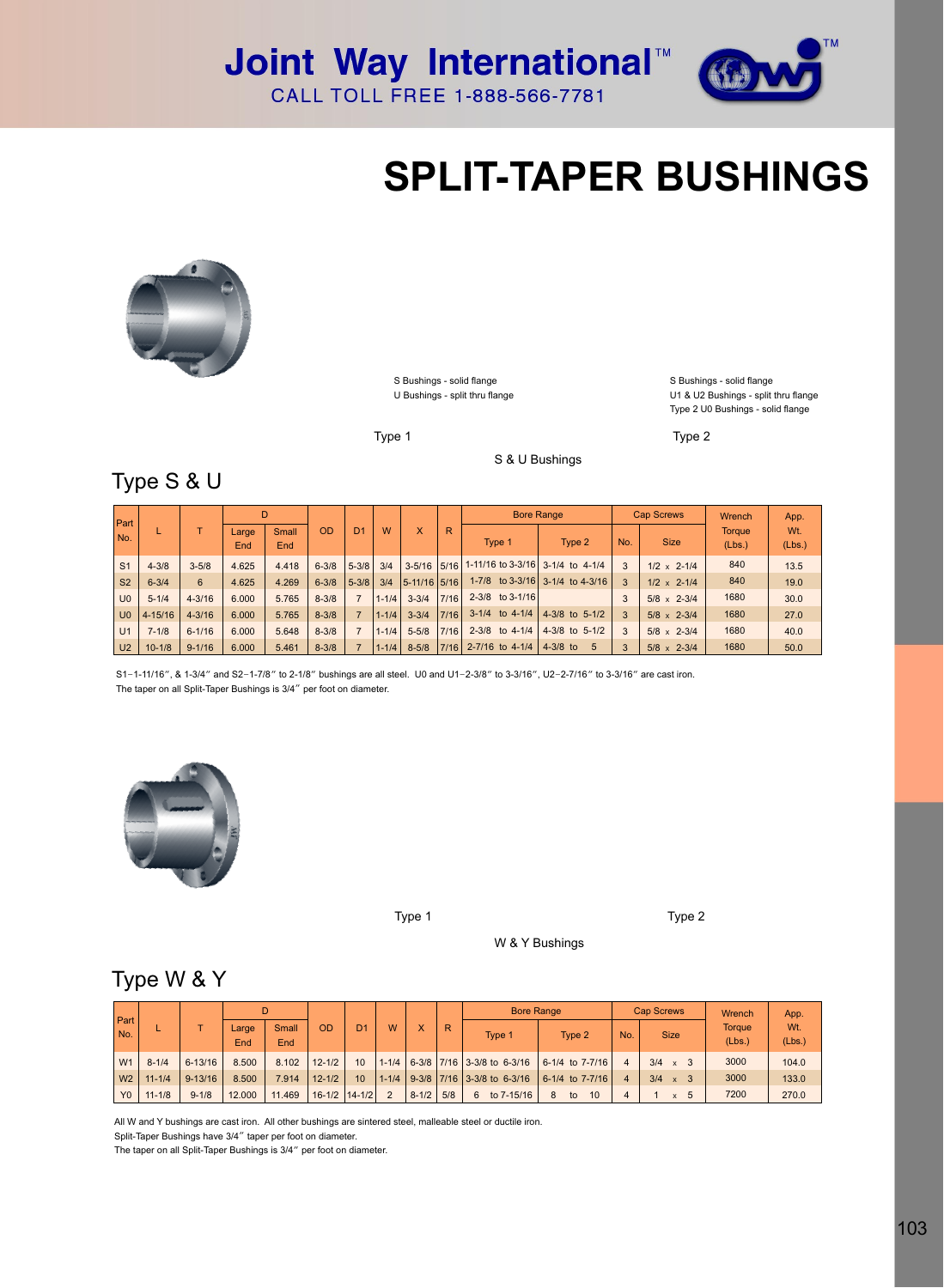# SPLIT-TAPER BUSHINGS

S Bushings - solid flange
U Bushings - split thru flange

S Bushings - solid flange
U1 & U2 Bushings - split thru flange
Type 2 U0 Bushings - solid flange

Type 1

Type 2

S & U Bushings

## Type S & U

| Part No. | L | T | D | | OD | D1 | W | X | R | Bore Range | | Cap Screws | | Wrench Torque (Lbs.) | App. Wt. (Lbs.) |
|---|---|---|---|---|---|---|---|---|---|---|---|---|---|---|---|
| | | | Large End | Small End | | | | | | Type 1 | Type 2 | No. | Size | | |
| S1 | 4-3/8 | 3-5/8 | 4.625 | 4.418 | 6-3/8 | 5-3/8 | 3/4 | 3-5/16 | 5/16 | 1-11/16 to 3-3/16 | 3-1/4 to 4-1/4 | 3 | 1/2 x 2-1/4 | 840 | 13.5 |
| S2 | 6-3/4 | 6 | 4.625 | 4.269 | 6-3/8 | 5-3/8 | 3/4 | 5-11/16 | 5/16 | 1-7/8 to 3-3/16 | 3-1/4 to 4-3/16 | 3 | 1/2 x 2-1/4 | 840 | 19.0 |
| U0 | 5-1/4 | 4-3/16 | 6.000 | 5.765 | 8-3/8 | 7 | 1-1/4 | 3-3/4 | 7/16 | 2-3/8 to 3-1/16 | | 3 | 5/8 x 2-3/4 | 1680 | 30.0 |
| U0 | 4-15/16 | 4-3/16 | 6.000 | 5.765 | 8-3/8 | 7 | 1-1/4 | 3-3/4 | 7/16 | 3-1/4 to 4-1/4 | 4-3/8 to 5-1/2 | 3 | 5/8 x 2-3/4 | 1680 | 27.0 |
| U1 | 7-1/8 | 6-1/16 | 6.000 | 5.648 | 8-3/8 | 7 | 1-1/4 | 5-5/8 | 7/16 | 2-3/8 to 4-1/4 | 4-3/8 to 5-1/2 | 3 | 5/8 x 2-3/4 | 1680 | 40.0 |
| U2 | 10-1/8 | 9-1/16 | 6.000 | 5.461 | 8-3/8 | 7 | 1-1/4 | 8-5/8 | 7/16 | 2-7/16 to 4-1/4 | 4-3/8 to 5 | 3 | 5/8 x 2-3/4 | 1680 | 50.0 |

S1−1-11/16″, & 1-3/4″ and S2−1-7/8″ to 2-1/8″ bushings are all steel. U0 and U1−2-3/8″ to 3-3/16″, U2−2-7/16″ to 3-3/16″ are cast iron.
The taper on all Split-Taper Bushings is 3/4″ per foot on diameter.

Type 1

Type 2

W & Y Bushings

## Type W & Y

| Part No. | L | T | D | | OD | D1 | W | X | R | Bore Range | | Cap Screws | | Wrench Torque (Lbs.) | App. Wt. (Lbs.) |
|---|---|---|---|---|---|---|---|---|---|---|---|---|---|---|---|
| | | | Large End | Small End | | | | | | Type 1 | Type 2 | No. | Size | | |
| W1 | 8-1/4 | 6-13/16 | 8.500 | 8.102 | 12-1/2 | 10 | 1-1/4 | 6-3/8 | 7/16 | 3-3/8 to 6-3/16 | 6-1/4 to 7-7/16 | 4 | 3/4 x 3 | 3000 | 104.0 |
| W2 | 11-1/4 | 9-13/16 | 8.500 | 7.914 | 12-1/2 | 10 | 1-1/4 | 9-3/8 | 7/16 | 3-3/8 to 6-3/16 | 6-1/4 to 7-7/16 | 4 | 3/4 x 3 | 3000 | 133.0 |
| Y0 | 11-1/8 | 9-1/8 | 12.000 | 11.469 | 16-1/2 | 14-1/2 | 2 | 8-1/2 | 5/8 | 6 to 7-15/16 | 8 to 10 | 4 | 1 x 5 | 7200 | 270.0 |

All W and Y bushings are cast iron. All other bushings are sintered steel, malleable steel or ductile iron.
Split-Taper Bushings have 3/4″ taper per foot on diameter.
The taper on all Split-Taper Bushings is 3/4″ per foot on diameter.